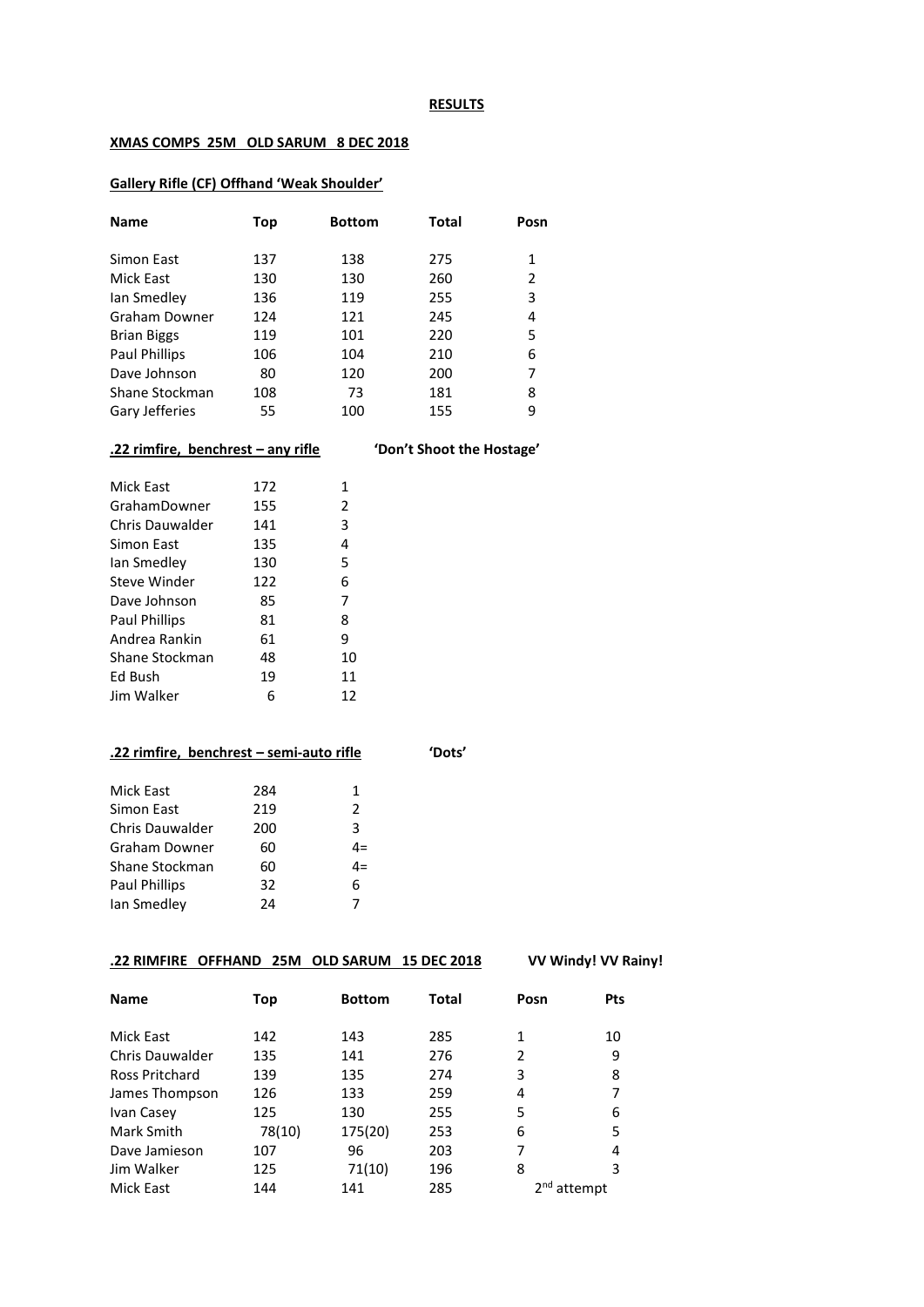**RESULTS**

**XMAS COMPS 25M OLD SARUM 8 DEC 2018**

**Gallery Rifle (CF) Offhand 'Weak Shoulder'**

| Name | Top | Bottom | Total | Posn |
|---|---|---|---|---|
| Simon East | 137 | 138 | 275 | 1 |
| Mick East | 130 | 130 | 260 | 2 |
| Ian Smedley | 136 | 119 | 255 | 3 |
| Graham Downer | 124 | 121 | 245 | 4 |
| Brian Biggs | 119 | 101 | 220 | 5 |
| Paul Phillips | 106 | 104 | 210 | 6 |
| Dave Johnson | 80 | 120 | 200 | 7 |
| Shane Stockman | 108 | 73 | 181 | 8 |
| Gary Jefferies | 55 | 100 | 155 | 9 |

**.22 rimfire, benchrest – any rifle** **'Don't Shoot the Hostage'**

| | | |
|---|---|---|
| Mick East | 172 | 1 |
| GrahamDowner | 155 | 2 |
| Chris Dauwalder | 141 | 3 |
| Simon East | 135 | 4 |
| Ian Smedley | 130 | 5 |
| Steve Winder | 122 | 6 |
| Dave Johnson | 85 | 7 |
| Paul Phillips | 81 | 8 |
| Andrea Rankin | 61 | 9 |
| Shane Stockman | 48 | 10 |
| Ed Bush | 19 | 11 |
| Jim Walker | 6 | 12 |

**.22 rimfire, benchrest – semi-auto rifle** **'Dots'**

| | | |
|---|---|---|
| Mick East | 284 | 1 |
| Simon East | 219 | 2 |
| Chris Dauwalder | 200 | 3 |
| Graham Downer | 60 | 4= |
| Shane Stockman | 60 | 4= |
| Paul Phillips | 32 | 6 |
| Ian Smedley | 24 | 7 |

**.22 RIMFIRE OFFHAND 25M OLD SARUM 15 DEC 2018** **VV Windy! VV Rainy!**

| Name | Top | Bottom | Total | Posn | Pts |
|---|---|---|---|---|---|
| Mick East | 142 | 143 | 285 | 1 | 10 |
| Chris Dauwalder | 135 | 141 | 276 | 2 | 9 |
| Ross Pritchard | 139 | 135 | 274 | 3 | 8 |
| James Thompson | 126 | 133 | 259 | 4 | 7 |
| Ivan Casey | 125 | 130 | 255 | 5 | 6 |
| Mark Smith | 78(10) | 175(20) | 253 | 6 | 5 |
| Dave Jamieson | 107 | 96 | 203 | 7 | 4 |
| Jim Walker | 125 | 71(10) | 196 | 8 | 3 |
| Mick East | 144 | 141 | 285 | 2nd attempt | |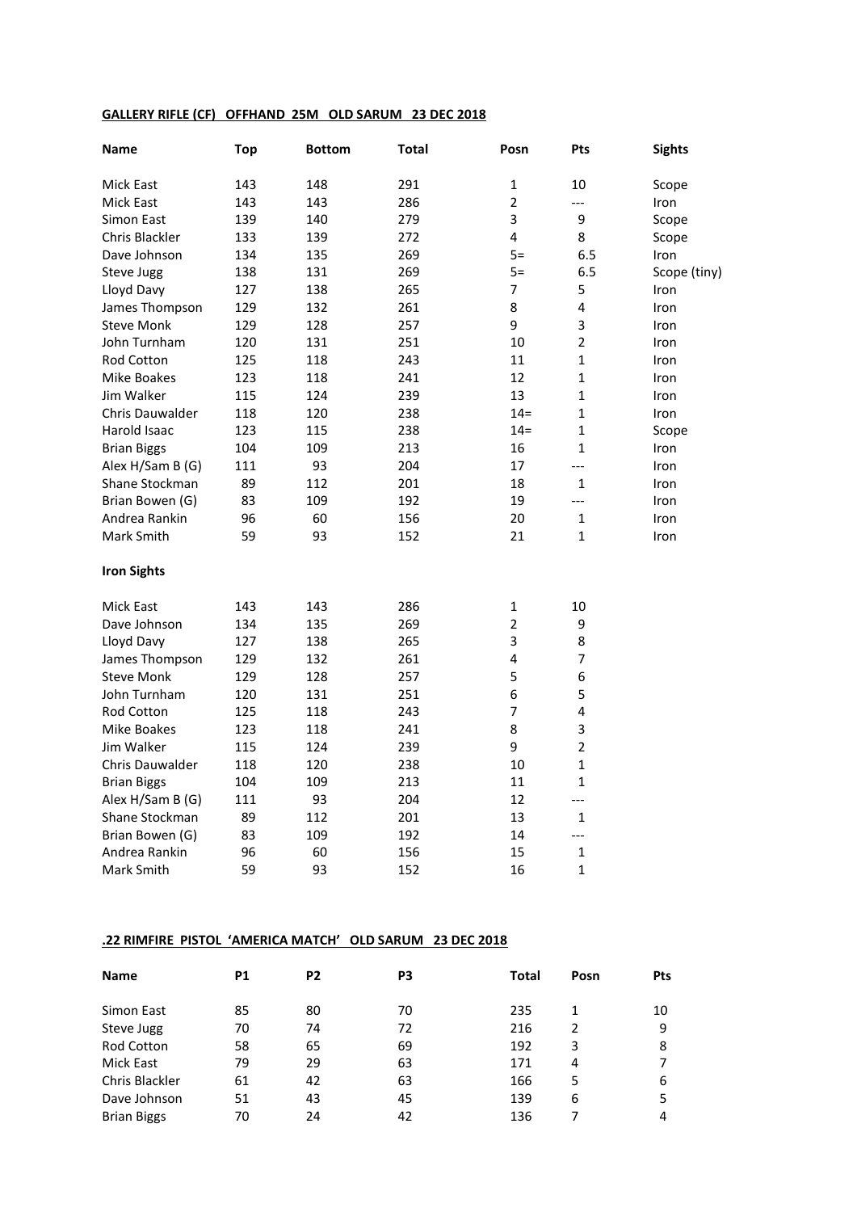**GALLERY RIFLE (CF) OFFHAND 25M OLD SARUM 23 DEC 2018**

| Name | Top | Bottom | Total | Posn | Pts | Sights |
|---|---|---|---|---|---|---|
| Mick East | 143 | 148 | 291 | 1 | 10 | Scope |
| Mick East | 143 | 143 | 286 | 2 | --- | Iron |
| Simon East | 139 | 140 | 279 | 3 | 9 | Scope |
| Chris Blackler | 133 | 139 | 272 | 4 | 8 | Scope |
| Dave Johnson | 134 | 135 | 269 | 5= | 6.5 | Iron |
| Steve Jugg | 138 | 131 | 269 | 5= | 6.5 | Scope (tiny) |
| Lloyd Davy | 127 | 138 | 265 | 7 | 5 | Iron |
| James Thompson | 129 | 132 | 261 | 8 | 4 | Iron |
| Steve Monk | 129 | 128 | 257 | 9 | 3 | Iron |
| John Turnham | 120 | 131 | 251 | 10 | 2 | Iron |
| Rod Cotton | 125 | 118 | 243 | 11 | 1 | Iron |
| Mike Boakes | 123 | 118 | 241 | 12 | 1 | Iron |
| Jim Walker | 115 | 124 | 239 | 13 | 1 | Iron |
| Chris Dauwalder | 118 | 120 | 238 | 14= | 1 | Iron |
| Harold Isaac | 123 | 115 | 238 | 14= | 1 | Scope |
| Brian Biggs | 104 | 109 | 213 | 16 | 1 | Iron |
| Alex H/Sam B (G) | 111 | 93 | 204 | 17 | --- | Iron |
| Shane Stockman | 89 | 112 | 201 | 18 | 1 | Iron |
| Brian Bowen (G) | 83 | 109 | 192 | 19 | --- | Iron |
| Andrea Rankin | 96 | 60 | 156 | 20 | 1 | Iron |
| Mark Smith | 59 | 93 | 152 | 21 | 1 | Iron |

**Iron Sights**

| Name | Top | Bottom | Total | Posn | Pts |
|---|---|---|---|---|---|
| Mick East | 143 | 143 | 286 | 1 | 10 |
| Dave Johnson | 134 | 135 | 269 | 2 | 9 |
| Lloyd Davy | 127 | 138 | 265 | 3 | 8 |
| James Thompson | 129 | 132 | 261 | 4 | 7 |
| Steve Monk | 129 | 128 | 257 | 5 | 6 |
| John Turnham | 120 | 131 | 251 | 6 | 5 |
| Rod Cotton | 125 | 118 | 243 | 7 | 4 |
| Mike Boakes | 123 | 118 | 241 | 8 | 3 |
| Jim Walker | 115 | 124 | 239 | 9 | 2 |
| Chris Dauwalder | 118 | 120 | 238 | 10 | 1 |
| Brian Biggs | 104 | 109 | 213 | 11 | 1 |
| Alex H/Sam B (G) | 111 | 93 | 204 | 12 | --- |
| Shane Stockman | 89 | 112 | 201 | 13 | 1 |
| Brian Bowen (G) | 83 | 109 | 192 | 14 | --- |
| Andrea Rankin | 96 | 60 | 156 | 15 | 1 |
| Mark Smith | 59 | 93 | 152 | 16 | 1 |

**.22 RIMFIRE PISTOL 'AMERICA MATCH' OLD SARUM 23 DEC 2018**

| Name | P1 | P2 | P3 | Total | Posn | Pts |
|---|---|---|---|---|---|---|
| Simon East | 85 | 80 | 70 | 235 | 1 | 10 |
| Steve Jugg | 70 | 74 | 72 | 216 | 2 | 9 |
| Rod Cotton | 58 | 65 | 69 | 192 | 3 | 8 |
| Mick East | 79 | 29 | 63 | 171 | 4 | 7 |
| Chris Blackler | 61 | 42 | 63 | 166 | 5 | 6 |
| Dave Johnson | 51 | 43 | 45 | 139 | 6 | 5 |
| Brian Biggs | 70 | 24 | 42 | 136 | 7 | 4 |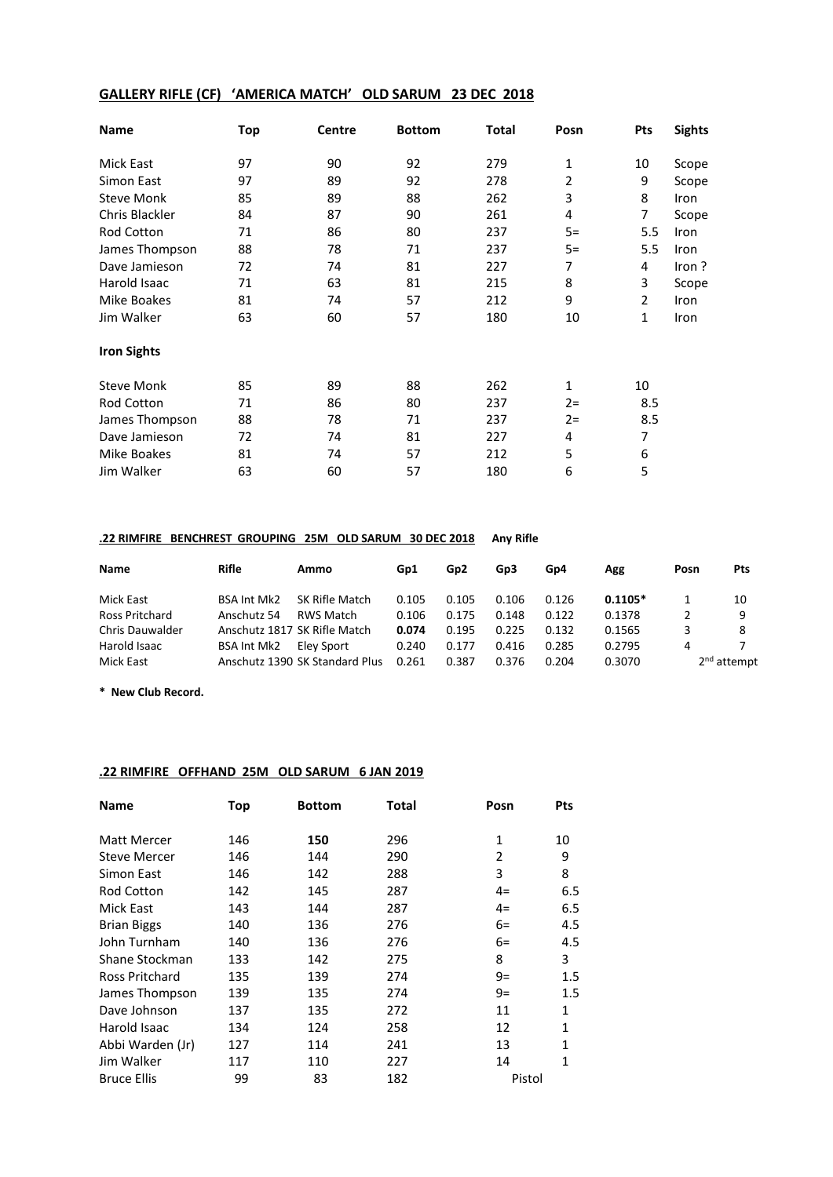## GALLERY RIFLE (CF) 'AMERICA MATCH' OLD SARUM 23 DEC 2018

| Name | Top | Centre | Bottom | Total | Posn | Pts | Sights |
|---|---|---|---|---|---|---|---|
| Mick East | 97 | 90 | 92 | 279 | 1 | 10 | Scope |
| Simon East | 97 | 89 | 92 | 278 | 2 | 9 | Scope |
| Steve Monk | 85 | 89 | 88 | 262 | 3 | 8 | Iron |
| Chris Blackler | 84 | 87 | 90 | 261 | 4 | 7 | Scope |
| Rod Cotton | 71 | 86 | 80 | 237 | 5= | 5.5 | Iron |
| James Thompson | 88 | 78 | 71 | 237 | 5= | 5.5 | Iron |
| Dave Jamieson | 72 | 74 | 81 | 227 | 7 | 4 | Iron ? |
| Harold Isaac | 71 | 63 | 81 | 215 | 8 | 3 | Scope |
| Mike Boakes | 81 | 74 | 57 | 212 | 9 | 2 | Iron |
| Jim Walker | 63 | 60 | 57 | 180 | 10 | 1 | Iron |

**Iron Sights**

| Name | Top | Centre | Bottom | Total | Posn | Pts |
|---|---|---|---|---|---|---|
| Steve Monk | 85 | 89 | 88 | 262 | 1 | 10 |
| Rod Cotton | 71 | 86 | 80 | 237 | 2= | 8.5 |
| James Thompson | 88 | 78 | 71 | 237 | 2= | 8.5 |
| Dave Jamieson | 72 | 74 | 81 | 227 | 4 | 7 |
| Mike Boakes | 81 | 74 | 57 | 212 | 5 | 6 |
| Jim Walker | 63 | 60 | 57 | 180 | 6 | 5 |

## .22 RIMFIRE BENCHREST GROUPING 25M OLD SARUM 30 DEC 2018 **Any Rifle**

| Name | Rifle | Ammo | Gp1 | Gp2 | Gp3 | Gp4 | Agg | Posn | Pts |
|---|---|---|---|---|---|---|---|---|---|
| Mick East | BSA Int Mk2 | SK Rifle Match | 0.105 | 0.105 | 0.106 | 0.126 | **0.1105*** | 1 | 10 |
| Ross Pritchard | Anschutz 54 | RWS Match | 0.106 | 0.175 | 0.148 | 0.122 | 0.1378 | 2 | 9 |
| Chris Dauwalder | Anschutz 1817 | SK Rifle Match | **0.074** | 0.195 | 0.225 | 0.132 | 0.1565 | 3 | 8 |
| Harold Isaac | BSA Int Mk2 | Eley Sport | 0.240 | 0.177 | 0.416 | 0.285 | 0.2795 | 4 | 7 |
| Mick East | Anschutz 1390 | SK Standard Plus | 0.261 | 0.387 | 0.376 | 0.204 | 0.3070 | 2nd attempt | |

**\* New Club Record.**

## .22 RIMFIRE OFFHAND 25M OLD SARUM 6 JAN 2019

| Name | Top | Bottom | Total | Posn | Pts |
|---|---|---|---|---|---|
| Matt Mercer | 146 | **150** | 296 | 1 | 10 |
| Steve Mercer | 146 | 144 | 290 | 2 | 9 |
| Simon East | 146 | 142 | 288 | 3 | 8 |
| Rod Cotton | 142 | 145 | 287 | 4= | 6.5 |
| Mick East | 143 | 144 | 287 | 4= | 6.5 |
| Brian Biggs | 140 | 136 | 276 | 6= | 4.5 |
| John Turnham | 140 | 136 | 276 | 6= | 4.5 |
| Shane Stockman | 133 | 142 | 275 | 8 | 3 |
| Ross Pritchard | 135 | 139 | 274 | 9= | 1.5 |
| James Thompson | 139 | 135 | 274 | 9= | 1.5 |
| Dave Johnson | 137 | 135 | 272 | 11 | 1 |
| Harold Isaac | 134 | 124 | 258 | 12 | 1 |
| Abbi Warden (Jr) | 127 | 114 | 241 | 13 | 1 |
| Jim Walker | 117 | 110 | 227 | 14 | 1 |
| Bruce Ellis | 99 | 83 | 182 | Pistol | |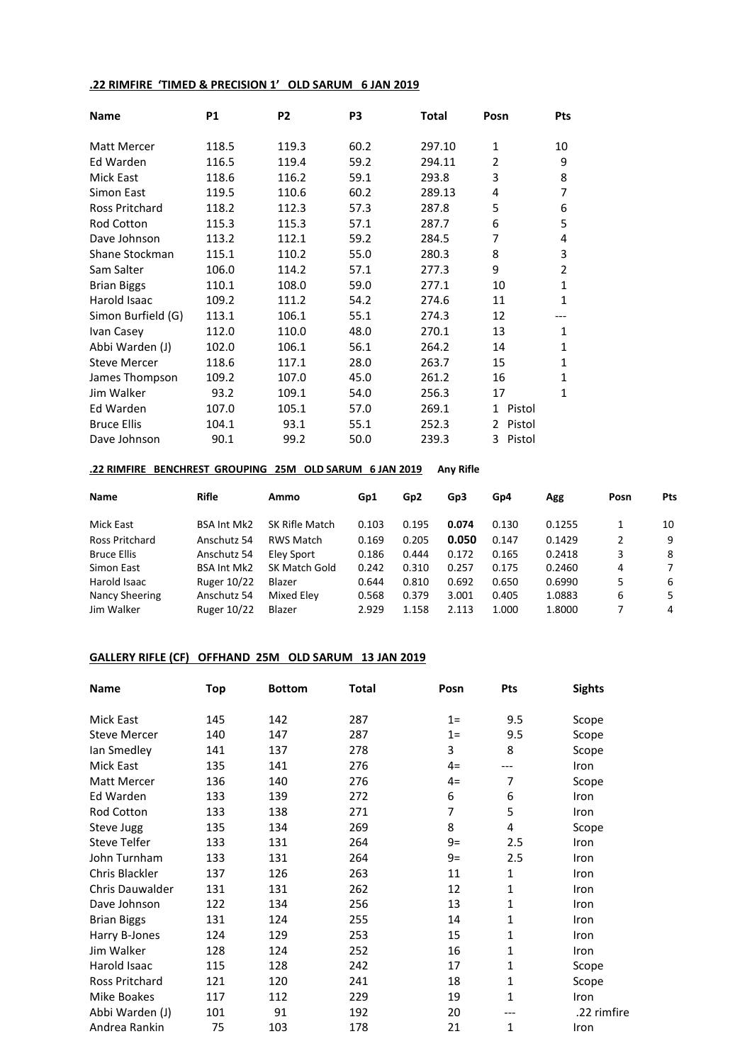**.22 RIMFIRE 'TIMED & PRECISION 1' OLD SARUM 6 JAN 2019**

| Name | P1 | P2 | P3 | Total | Posn | Pts |
|---|---|---|---|---|---|---|
| Matt Mercer | 118.5 | 119.3 | 60.2 | 297.10 | 1 | 10 |
| Ed Warden | 116.5 | 119.4 | 59.2 | 294.11 | 2 | 9 |
| Mick East | 118.6 | 116.2 | 59.1 | 293.8 | 3 | 8 |
| Simon East | 119.5 | 110.6 | 60.2 | 289.13 | 4 | 7 |
| Ross Pritchard | 118.2 | 112.3 | 57.3 | 287.8 | 5 | 6 |
| Rod Cotton | 115.3 | 115.3 | 57.1 | 287.7 | 6 | 5 |
| Dave Johnson | 113.2 | 112.1 | 59.2 | 284.5 | 7 | 4 |
| Shane Stockman | 115.1 | 110.2 | 55.0 | 280.3 | 8 | 3 |
| Sam Salter | 106.0 | 114.2 | 57.1 | 277.3 | 9 | 2 |
| Brian Biggs | 110.1 | 108.0 | 59.0 | 277.1 | 10 | 1 |
| Harold Isaac | 109.2 | 111.2 | 54.2 | 274.6 | 11 | 1 |
| Simon Burfield (G) | 113.1 | 106.1 | 55.1 | 274.3 | 12 | --- |
| Ivan Casey | 112.0 | 110.0 | 48.0 | 270.1 | 13 | 1 |
| Abbi Warden (J) | 102.0 | 106.1 | 56.1 | 264.2 | 14 | 1 |
| Steve Mercer | 118.6 | 117.1 | 28.0 | 263.7 | 15 | 1 |
| James Thompson | 109.2 | 107.0 | 45.0 | 261.2 | 16 | 1 |
| Jim Walker | 93.2 | 109.1 | 54.0 | 256.3 | 17 | 1 |
| Ed Warden | 107.0 | 105.1 | 57.0 | 269.1 | 1 Pistol | |
| Bruce Ellis | 104.1 | 93.1 | 55.1 | 252.3 | 2 Pistol | |
| Dave Johnson | 90.1 | 99.2 | 50.0 | 239.3 | 3 Pistol | |

**.22 RIMFIRE BENCHREST GROUPING 25M OLD SARUM 6 JAN 2019** **Any Rifle**

| Name | Rifle | Ammo | Gp1 | Gp2 | Gp3 | Gp4 | Agg | Posn | Pts |
|---|---|---|---|---|---|---|---|---|---|
| Mick East | BSA Int Mk2 | SK Rifle Match | 0.103 | 0.195 | **0.074** | 0.130 | 0.1255 | 1 | 10 |
| Ross Pritchard | Anschutz 54 | RWS Match | 0.169 | 0.205 | **0.050** | 0.147 | 0.1429 | 2 | 9 |
| Bruce Ellis | Anschutz 54 | Eley Sport | 0.186 | 0.444 | 0.172 | 0.165 | 0.2418 | 3 | 8 |
| Simon East | BSA Int Mk2 | SK Match Gold | 0.242 | 0.310 | 0.257 | 0.175 | 0.2460 | 4 | 7 |
| Harold Isaac | Ruger 10/22 | Blazer | 0.644 | 0.810 | 0.692 | 0.650 | 0.6990 | 5 | 6 |
| Nancy Sheering | Anschutz 54 | Mixed Eley | 0.568 | 0.379 | 3.001 | 0.405 | 1.0883 | 6 | 5 |
| Jim Walker | Ruger 10/22 | Blazer | 2.929 | 1.158 | 2.113 | 1.000 | 1.8000 | 7 | 4 |

**GALLERY RIFLE (CF) OFFHAND 25M OLD SARUM 13 JAN 2019**

| Name | Top | Bottom | Total | Posn | Pts | Sights |
|---|---|---|---|---|---|---|
| Mick East | 145 | 142 | 287 | 1= | 9.5 | Scope |
| Steve Mercer | 140 | 147 | 287 | 1= | 9.5 | Scope |
| Ian Smedley | 141 | 137 | 278 | 3 | 8 | Scope |
| Mick East | 135 | 141 | 276 | 4= | --- | Iron |
| Matt Mercer | 136 | 140 | 276 | 4= | 7 | Scope |
| Ed Warden | 133 | 139 | 272 | 6 | 6 | Iron |
| Rod Cotton | 133 | 138 | 271 | 7 | 5 | Iron |
| Steve Jugg | 135 | 134 | 269 | 8 | 4 | Scope |
| Steve Telfer | 133 | 131 | 264 | 9= | 2.5 | Iron |
| John Turnham | 133 | 131 | 264 | 9= | 2.5 | Iron |
| Chris Blackler | 137 | 126 | 263 | 11 | 1 | Iron |
| Chris Dauwalder | 131 | 131 | 262 | 12 | 1 | Iron |
| Dave Johnson | 122 | 134 | 256 | 13 | 1 | Iron |
| Brian Biggs | 131 | 124 | 255 | 14 | 1 | Iron |
| Harry B-Jones | 124 | 129 | 253 | 15 | 1 | Iron |
| Jim Walker | 128 | 124 | 252 | 16 | 1 | Iron |
| Harold Isaac | 115 | 128 | 242 | 17 | 1 | Scope |
| Ross Pritchard | 121 | 120 | 241 | 18 | 1 | Scope |
| Mike Boakes | 117 | 112 | 229 | 19 | 1 | Iron |
| Abbi Warden (J) | 101 | 91 | 192 | 20 | --- | .22 rimfire |
| Andrea Rankin | 75 | 103 | 178 | 21 | 1 | Iron |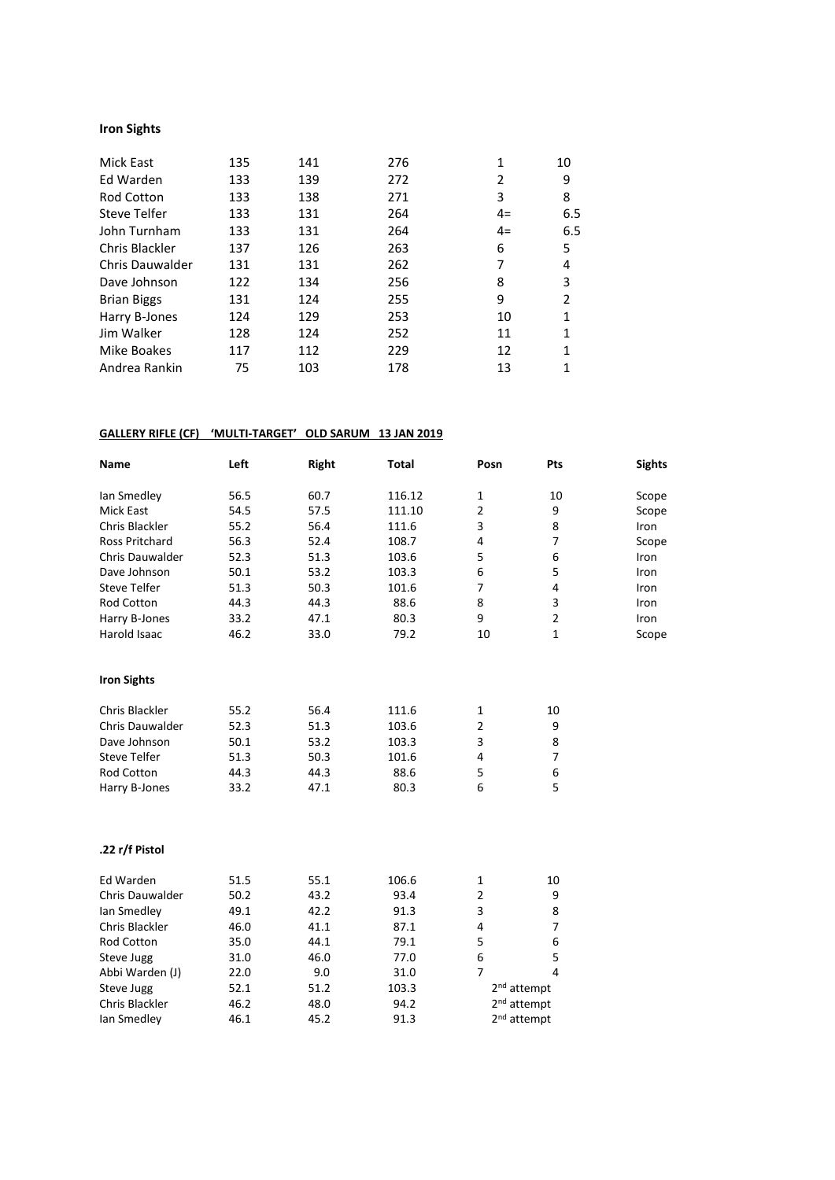**Iron Sights**

| | | | | | |
|---|---|---|---|---|---|
| Mick East | 135 | 141 | 276 | 1 | 10 |
| Ed Warden | 133 | 139 | 272 | 2 | 9 |
| Rod Cotton | 133 | 138 | 271 | 3 | 8 |
| Steve Telfer | 133 | 131 | 264 | 4= | 6.5 |
| John Turnham | 133 | 131 | 264 | 4= | 6.5 |
| Chris Blackler | 137 | 126 | 263 | 6 | 5 |
| Chris Dauwalder | 131 | 131 | 262 | 7 | 4 |
| Dave Johnson | 122 | 134 | 256 | 8 | 3 |
| Brian Biggs | 131 | 124 | 255 | 9 | 2 |
| Harry B-Jones | 124 | 129 | 253 | 10 | 1 |
| Jim Walker | 128 | 124 | 252 | 11 | 1 |
| Mike Boakes | 117 | 112 | 229 | 12 | 1 |
| Andrea Rankin | 75 | 103 | 178 | 13 | 1 |

**GALLERY RIFLE (CF) 'MULTI-TARGET' OLD SARUM 13 JAN 2019**

| Name | Left | Right | Total | Posn | Pts | Sights |
|---|---|---|---|---|---|---|
| Ian Smedley | 56.5 | 60.7 | 116.12 | 1 | 10 | Scope |
| Mick East | 54.5 | 57.5 | 111.10 | 2 | 9 | Scope |
| Chris Blackler | 55.2 | 56.4 | 111.6 | 3 | 8 | Iron |
| Ross Pritchard | 56.3 | 52.4 | 108.7 | 4 | 7 | Scope |
| Chris Dauwalder | 52.3 | 51.3 | 103.6 | 5 | 6 | Iron |
| Dave Johnson | 50.1 | 53.2 | 103.3 | 6 | 5 | Iron |
| Steve Telfer | 51.3 | 50.3 | 101.6 | 7 | 4 | Iron |
| Rod Cotton | 44.3 | 44.3 | 88.6 | 8 | 3 | Iron |
| Harry B-Jones | 33.2 | 47.1 | 80.3 | 9 | 2 | Iron |
| Harold Isaac | 46.2 | 33.0 | 79.2 | 10 | 1 | Scope |

**Iron Sights**

| | | | | | |
|---|---|---|---|---|---|
| Chris Blackler | 55.2 | 56.4 | 111.6 | 1 | 10 |
| Chris Dauwalder | 52.3 | 51.3 | 103.6 | 2 | 9 |
| Dave Johnson | 50.1 | 53.2 | 103.3 | 3 | 8 |
| Steve Telfer | 51.3 | 50.3 | 101.6 | 4 | 7 |
| Rod Cotton | 44.3 | 44.3 | 88.6 | 5 | 6 |
| Harry B-Jones | 33.2 | 47.1 | 80.3 | 6 | 5 |

**.22 r/f Pistol**

| | | | | | |
|---|---|---|---|---|---|
| Ed Warden | 51.5 | 55.1 | 106.6 | 1 | 10 |
| Chris Dauwalder | 50.2 | 43.2 | 93.4 | 2 | 9 |
| Ian Smedley | 49.1 | 42.2 | 91.3 | 3 | 8 |
| Chris Blackler | 46.0 | 41.1 | 87.1 | 4 | 7 |
| Rod Cotton | 35.0 | 44.1 | 79.1 | 5 | 6 |
| Steve Jugg | 31.0 | 46.0 | 77.0 | 6 | 5 |
| Abbi Warden (J) | 22.0 | 9.0 | 31.0 | 7 | 4 |
| Steve Jugg | 52.1 | 51.2 | 103.3 | 2nd attempt | |
| Chris Blackler | 46.2 | 48.0 | 94.2 | 2nd attempt | |
| Ian Smedley | 46.1 | 45.2 | 91.3 | 2nd attempt | |